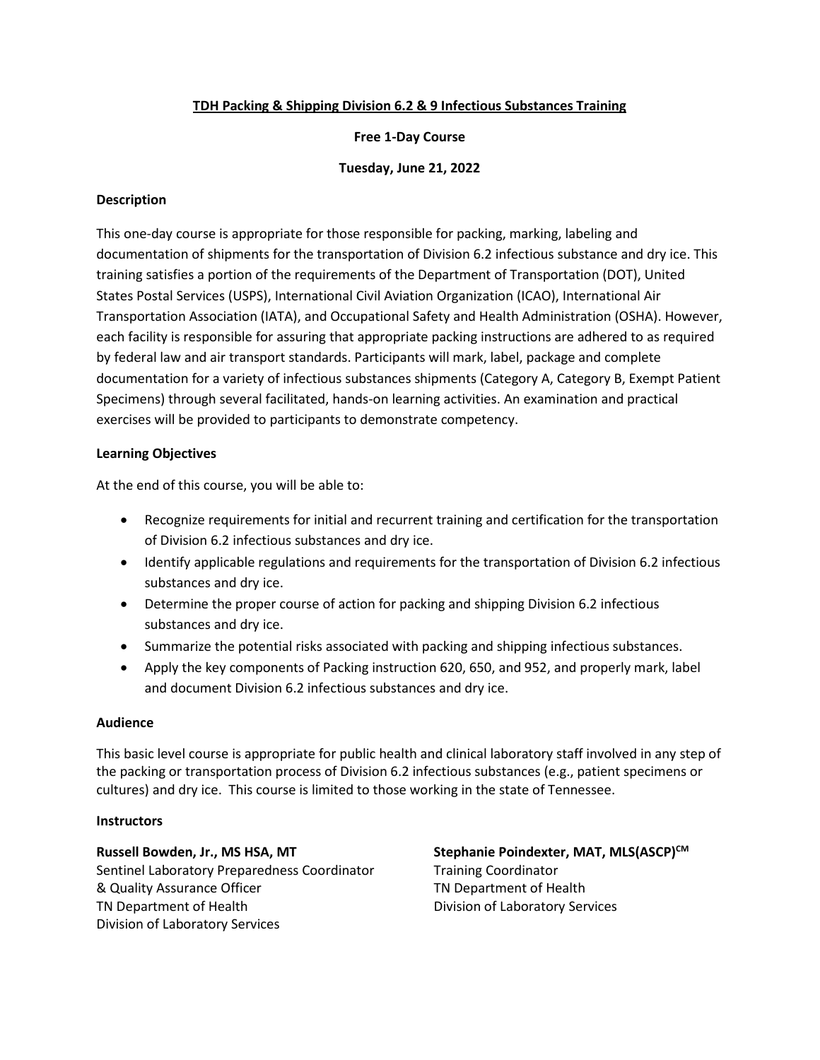# TDH Packing & Shipping Division 6.2 & 9 Infectious Substances Training

**Free 1-Day Course**

**Tuesday, June 21, 2022**

## Description

This one-day course is appropriate for those responsible for packing, marking, labeling and documentation of shipments for the transportation of Division 6.2 infectious substance and dry ice. This training satisfies a portion of the requirements of the Department of Transportation (DOT), United States Postal Services (USPS), International Civil Aviation Organization (ICAO), International Air Transportation Association (IATA), and Occupational Safety and Health Administration (OSHA). However, each facility is responsible for assuring that appropriate packing instructions are adhered to as required by federal law and air transport standards. Participants will mark, label, package and complete documentation for a variety of infectious substances shipments (Category A, Category B, Exempt Patient Specimens) through several facilitated, hands-on learning activities. An examination and practical exercises will be provided to participants to demonstrate competency.

## Learning Objectives

At the end of this course, you will be able to:

- Recognize requirements for initial and recurrent training and certification for the transportation of Division 6.2 infectious substances and dry ice.
- Identify applicable regulations and requirements for the transportation of Division 6.2 infectious substances and dry ice.
- Determine the proper course of action for packing and shipping Division 6.2 infectious substances and dry ice.
- Summarize the potential risks associated with packing and shipping infectious substances.
- Apply the key components of Packing instruction 620, 650, and 952, and properly mark, label and document Division 6.2 infectious substances and dry ice.

## Audience

This basic level course is appropriate for public health and clinical laboratory staff involved in any step of the packing or transportation process of Division 6.2 infectious substances (e.g., patient specimens or cultures) and dry ice. This course is limited to those working in the state of Tennessee.

## Instructors

**Russell Bowden, Jr., MS HSA, MT**
Sentinel Laboratory Preparedness Coordinator & Quality Assurance Officer
TN Department of Health
Division of Laboratory Services

**Stephanie Poindexter, MAT, MLS(ASCP)CM**
Training Coordinator
TN Department of Health
Division of Laboratory Services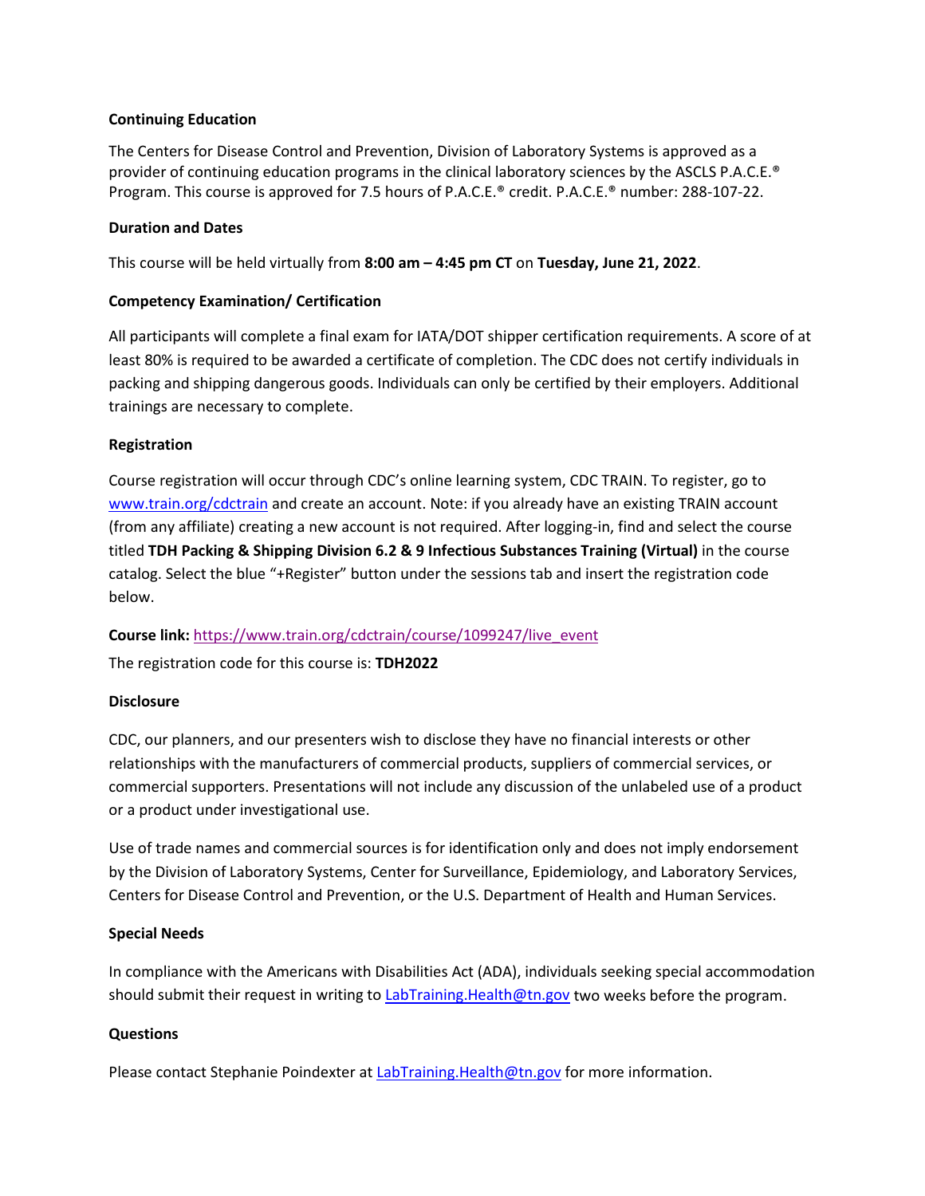**Continuing Education**

The Centers for Disease Control and Prevention, Division of Laboratory Systems is approved as a provider of continuing education programs in the clinical laboratory sciences by the ASCLS P.A.C.E.® Program. This course is approved for 7.5 hours of P.A.C.E.® credit. P.A.C.E.® number: 288-107-22.

**Duration and Dates**

This course will be held virtually from **8:00 am – 4:45 pm CT** on **Tuesday, June 21, 2022**.

**Competency Examination/ Certification**

All participants will complete a final exam for IATA/DOT shipper certification requirements. A score of at least 80% is required to be awarded a certificate of completion. The CDC does not certify individuals in packing and shipping dangerous goods. Individuals can only be certified by their employers. Additional trainings are necessary to complete.

**Registration**

Course registration will occur through CDC's online learning system, CDC TRAIN. To register, go to [www.train.org/cdctrain](www.train.org/cdctrain) and create an account. Note: if you already have an existing TRAIN account (from any affiliate) creating a new account is not required. After logging-in, find and select the course titled **TDH Packing & Shipping Division 6.2 & 9 Infectious Substances Training (Virtual)** in the course catalog. Select the blue "+Register" button under the sessions tab and insert the registration code below.

**Course link:** [https://www.train.org/cdctrain/course/1099247/live_event](https://www.train.org/cdctrain/course/1099247/live_event)

The registration code for this course is: **TDH2022**

**Disclosure**

CDC, our planners, and our presenters wish to disclose they have no financial interests or other relationships with the manufacturers of commercial products, suppliers of commercial services, or commercial supporters. Presentations will not include any discussion of the unlabeled use of a product or a product under investigational use.

Use of trade names and commercial sources is for identification only and does not imply endorsement by the Division of Laboratory Systems, Center for Surveillance, Epidemiology, and Laboratory Services, Centers for Disease Control and Prevention, or the U.S. Department of Health and Human Services.

**Special Needs**

In compliance with the Americans with Disabilities Act (ADA), individuals seeking special accommodation should submit their request in writing to [LabTraining.Health@tn.gov](mailto:LabTraining.Health@tn.gov) two weeks before the program.

**Questions**

Please contact Stephanie Poindexter at [LabTraining.Health@tn.gov](mailto:LabTraining.Health@tn.gov) for more information.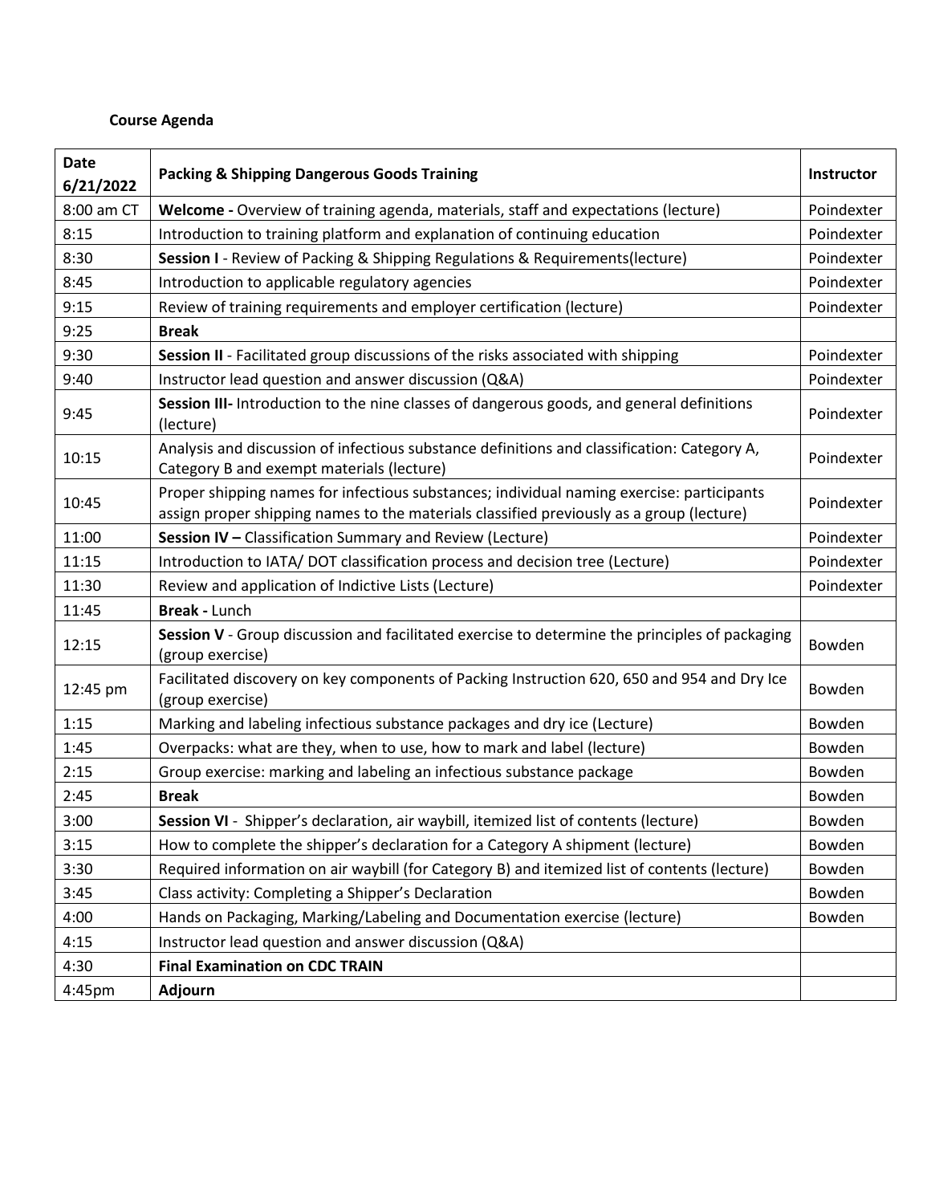**Course Agenda**

| Date 6/21/2022 | Packing & Shipping Dangerous Goods Training | Instructor |
|---|---|---|
| 8:00 am CT | **Welcome -** Overview of training agenda, materials, staff and expectations (lecture) | Poindexter |
| 8:15 | Introduction to training platform and explanation of continuing education | Poindexter |
| 8:30 | **Session I** - Review of Packing & Shipping Regulations & Requirements(lecture) | Poindexter |
| 8:45 | Introduction to applicable regulatory agencies | Poindexter |
| 9:15 | Review of training requirements and employer certification (lecture) | Poindexter |
| 9:25 | **Break** | |
| 9:30 | **Session II** - Facilitated group discussions of the risks associated with shipping | Poindexter |
| 9:40 | Instructor lead question and answer discussion (Q&A) | Poindexter |
| 9:45 | **Session III-** Introduction to the nine classes of dangerous goods, and general definitions (lecture) | Poindexter |
| 10:15 | Analysis and discussion of infectious substance definitions and classification: Category A, Category B and exempt materials (lecture) | Poindexter |
| 10:45 | Proper shipping names for infectious substances; individual naming exercise: participants assign proper shipping names to the materials classified previously as a group (lecture) | Poindexter |
| 11:00 | **Session IV –** Classification Summary and Review (Lecture) | Poindexter |
| 11:15 | Introduction to IATA/ DOT classification process and decision tree (Lecture) | Poindexter |
| 11:30 | Review and application of Indictive Lists (Lecture) | Poindexter |
| 11:45 | **Break -** Lunch | |
| 12:15 | **Session V** - Group discussion and facilitated exercise to determine the principles of packaging (group exercise) | Bowden |
| 12:45 pm | Facilitated discovery on key components of Packing Instruction 620, 650 and 954 and Dry Ice (group exercise) | Bowden |
| 1:15 | Marking and labeling infectious substance packages and dry ice (Lecture) | Bowden |
| 1:45 | Overpacks: what are they, when to use, how to mark and label (lecture) | Bowden |
| 2:15 | Group exercise: marking and labeling an infectious substance package | Bowden |
| 2:45 | **Break** | Bowden |
| 3:00 | **Session VI** - Shipper's declaration, air waybill, itemized list of contents (lecture) | Bowden |
| 3:15 | How to complete the shipper's declaration for a Category A shipment (lecture) | Bowden |
| 3:30 | Required information on air waybill (for Category B) and itemized list of contents (lecture) | Bowden |
| 3:45 | Class activity: Completing a Shipper's Declaration | Bowden |
| 4:00 | Hands on Packaging, Marking/Labeling and Documentation exercise (lecture) | Bowden |
| 4:15 | Instructor lead question and answer discussion (Q&A) | |
| 4:30 | **Final Examination on CDC TRAIN** | |
| 4:45pm | **Adjourn** | |